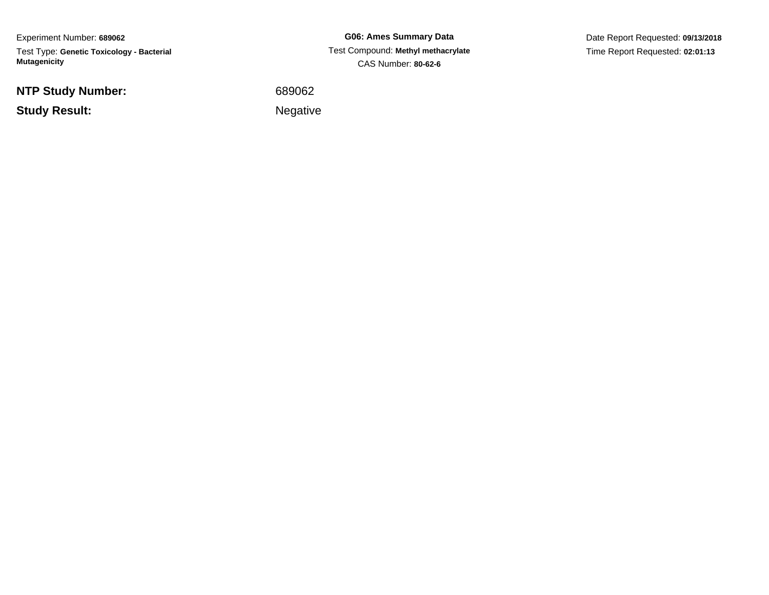Experiment Number: **689062**

Test Type: **Genetic Toxicology - Bacterial Mutagenicity**

**G06: Ames Summary Data**

Test Compound: **Methyl methacrylate**

CAS Number: **80-62-6**

Date Report Requested: **09/13/2018**

Time Report Requested: **02:01:13**

**NTP Study Number:** 689062

**Study Result:** Negative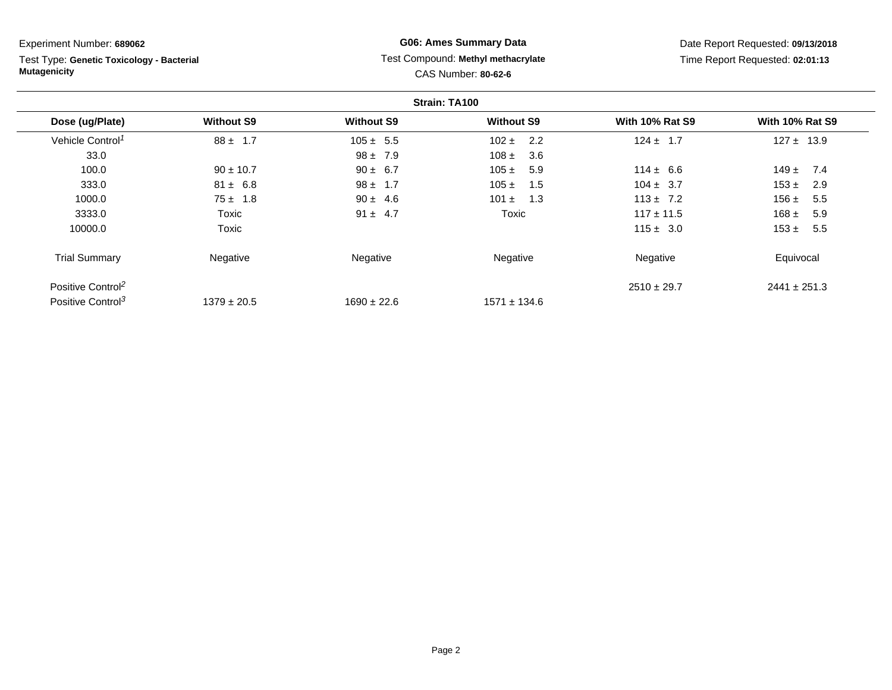Experiment Number: **689062**

Test Type: **Genetic Toxicology - Bacterial Mutagenicity**

**G06: Ames Summary Data**

Test Compound: **Methyl methacrylate**

CAS Number: **80-62-6**

Date Report Requested: **09/13/2018**

Time Report Requested: **02:01:13**

**Strain: TA100**

| Dose (ug/Plate) | Without S9 | Without S9 | Without S9 | With 10% Rat S9 | With 10% Rat S9 |
|---|---|---|---|---|---|
| Vehicle Control[1] | 88 ± 1.7 | 105 ± 5.5 | 102 ± 2.2 | 124 ± 1.7 | 127 ± 13.9 |
| 33.0 | | 98 ± 7.9 | 108 ± 3.6 | | |
| 100.0 | 90 ± 10.7 | 90 ± 6.7 | 105 ± 5.9 | 114 ± 6.6 | 149 ± 7.4 |
| 333.0 | 81 ± 6.8 | 98 ± 1.7 | 105 ± 1.5 | 104 ± 3.7 | 153 ± 2.9 |
| 1000.0 | 75 ± 1.8 | 90 ± 4.6 | 101 ± 1.3 | 113 ± 7.2 | 156 ± 5.5 |
| 3333.0 | Toxic | 91 ± 4.7 | Toxic | 117 ± 11.5 | 168 ± 5.9 |
| 10000.0 | Toxic | | | 115 ± 3.0 | 153 ± 5.5 |
| Trial Summary | Negative | Negative | Negative | Negative | Equivocal |
| Positive Control[2] | | | | 2510 ± 29.7 | 2441 ± 251.3 |
| Positive Control[3] | 1379 ± 20.5 | 1690 ± 22.6 | 1571 ± 134.6 | | |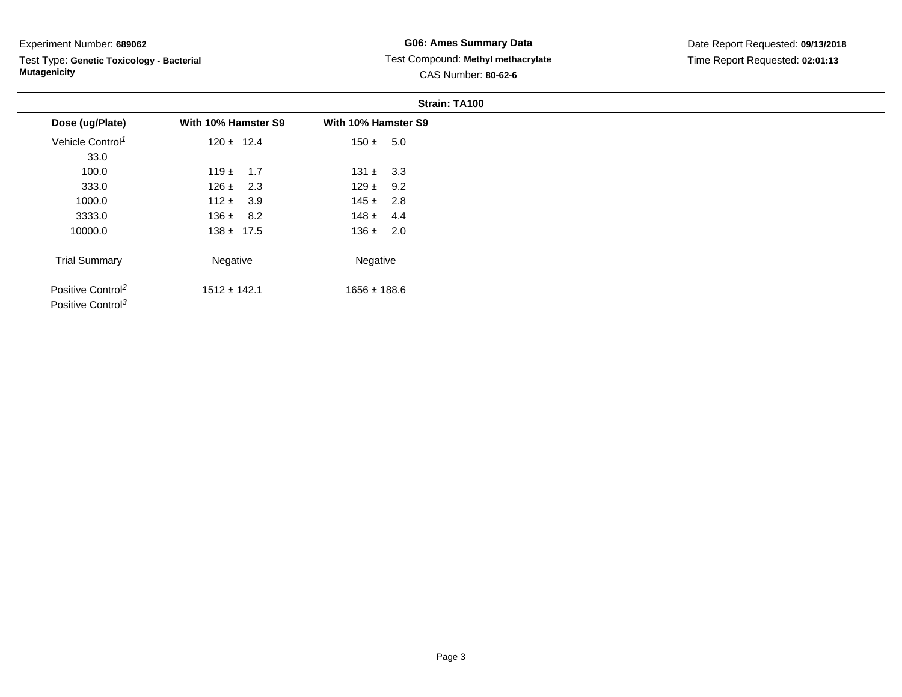Experiment Number: **689062**

Test Type: **Genetic Toxicology - Bacterial Mutagenicity**

**G06: Ames Summary Data**

Test Compound: **Methyl methacrylate**

CAS Number: **80-62-6**

Date Report Requested: **09/13/2018**

Time Report Requested: **02:01:13**

**Strain: TA100**

| Dose (ug/Plate) | With 10% Hamster S9 | With 10% Hamster S9 |
|---|---|---|
| Vehicle Control[1] | 120 ± 12.4 | 150 ± 5.0 |
| 33.0 | | |
| 100.0 | 119 ± 1.7 | 131 ± 3.3 |
| 333.0 | 126 ± 2.3 | 129 ± 9.2 |
| 1000.0 | 112 ± 3.9 | 145 ± 2.8 |
| 3333.0 | 136 ± 8.2 | 148 ± 4.4 |
| 10000.0 | 138 ± 17.5 | 136 ± 2.0 |
| Trial Summary | Negative | Negative |
| Positive Control[2] | 1512 ± 142.1 | 1656 ± 188.6 |
| Positive Control[3] | | |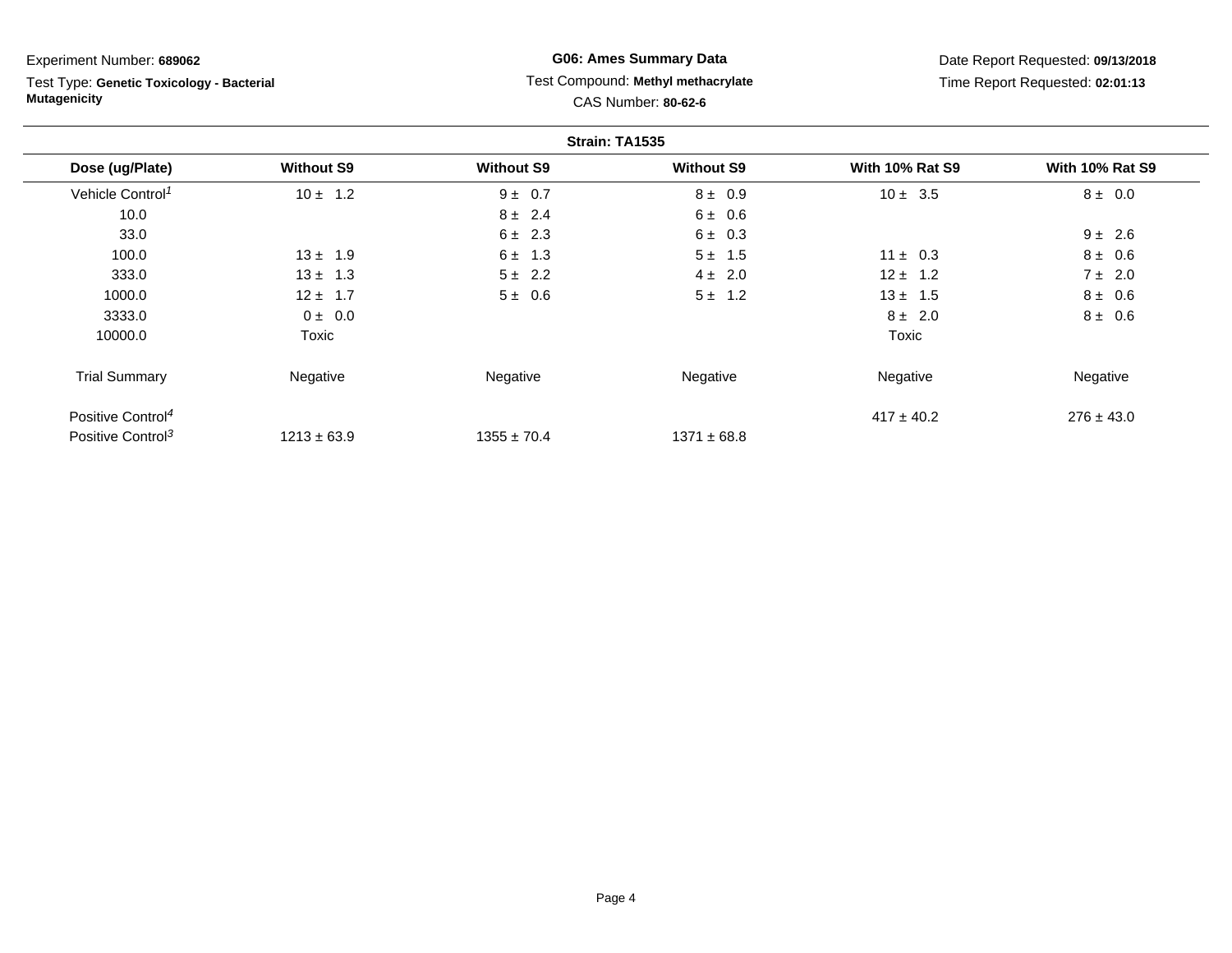Experiment Number: **689062**

Test Type: **Genetic Toxicology - Bacterial Mutagenicity**

**G06: Ames Summary Data**

Test Compound: **Methyl methacrylate**

CAS Number: **80-62-6**

Date Report Requested: **09/13/2018**

Time Report Requested: **02:01:13**

**Strain: TA1535**

| Dose (ug/Plate) | Without S9 | Without S9 | Without S9 | With 10% Rat S9 | With 10% Rat S9 |
|---|---|---|---|---|---|
| Vehicle Control[1] | 10 ± 1.2 | 9 ± 0.7 | 8 ± 0.9 | 10 ± 3.5 | 8 ± 0.0 |
| 10.0 | | 8 ± 2.4 | 6 ± 0.6 | | |
| 33.0 | | 6 ± 2.3 | 6 ± 0.3 | | 9 ± 2.6 |
| 100.0 | 13 ± 1.9 | 6 ± 1.3 | 5 ± 1.5 | 11 ± 0.3 | 8 ± 0.6 |
| 333.0 | 13 ± 1.3 | 5 ± 2.2 | 4 ± 2.0 | 12 ± 1.2 | 7 ± 2.0 |
| 1000.0 | 12 ± 1.7 | 5 ± 0.6 | 5 ± 1.2 | 13 ± 1.5 | 8 ± 0.6 |
| 3333.0 | 0 ± 0.0 | | | 8 ± 2.0 | 8 ± 0.6 |
| 10000.0 | Toxic | | | Toxic | |
| Trial Summary | Negative | Negative | Negative | Negative | Negative |
| Positive Control[4] | | | | 417 ± 40.2 | 276 ± 43.0 |
| Positive Control[3] | 1213 ± 63.9 | 1355 ± 70.4 | 1371 ± 68.8 | | |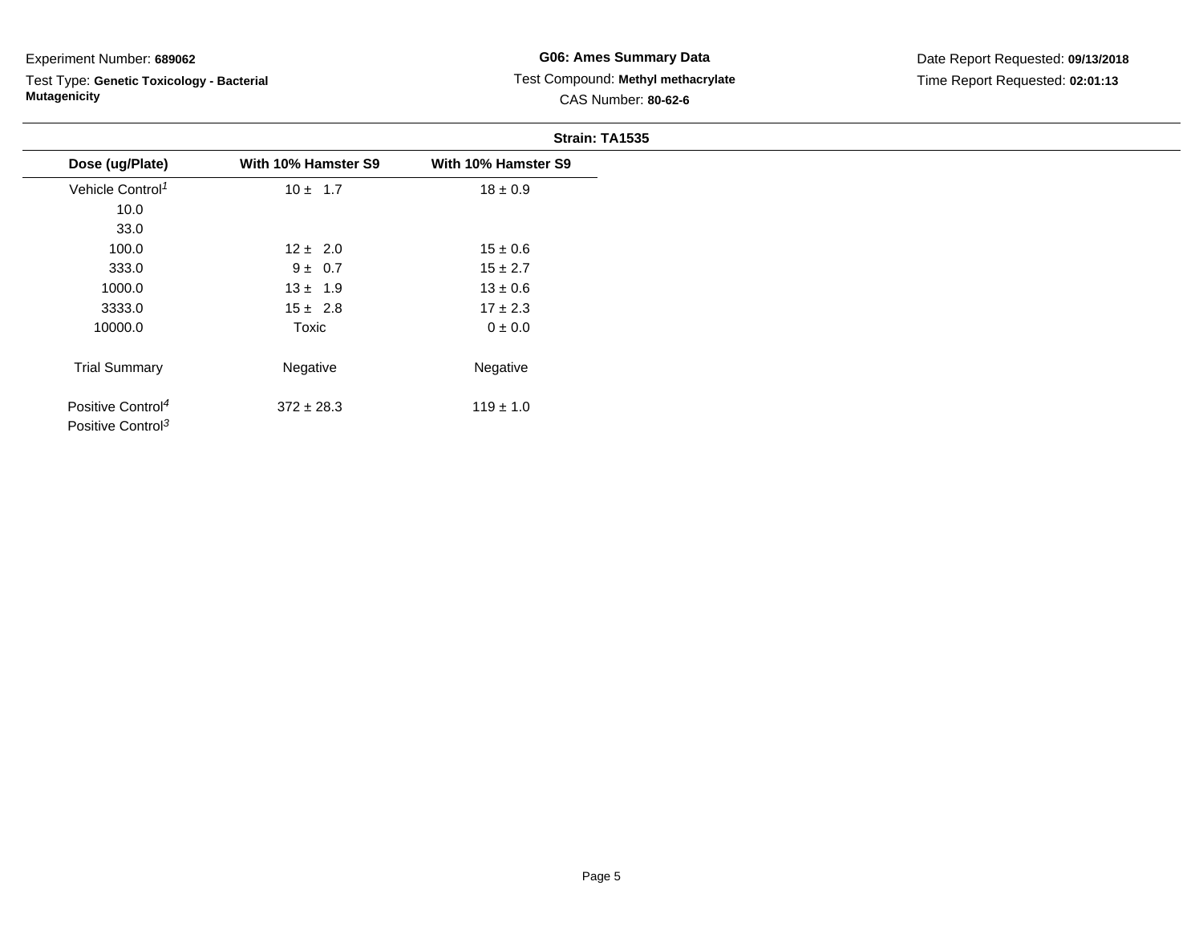Experiment Number: **689062**

Test Type: **Genetic Toxicology - Bacterial Mutagenicity**

**G06: Ames Summary Data**

Test Compound: **Methyl methacrylate**

CAS Number: **80-62-6**

Date Report Requested: **09/13/2018**

Time Report Requested: **02:01:13**

**Strain: TA1535**

| Dose (ug/Plate) | With 10% Hamster S9 | With 10% Hamster S9 |
|---|---|---|
| Vehicle Control[1] | 10 ± 1.7 | 18 ± 0.9 |
| 10.0 | | |
| 33.0 | | |
| 100.0 | 12 ± 2.0 | 15 ± 0.6 |
| 333.0 | 9 ± 0.7 | 15 ± 2.7 |
| 1000.0 | 13 ± 1.9 | 13 ± 0.6 |
| 3333.0 | 15 ± 2.8 | 17 ± 2.3 |
| 10000.0 | Toxic | 0 ± 0.0 |
| Trial Summary | Negative | Negative |
| Positive Control[4] | 372 ± 28.3 | 119 ± 1.0 |
| Positive Control[3] | | |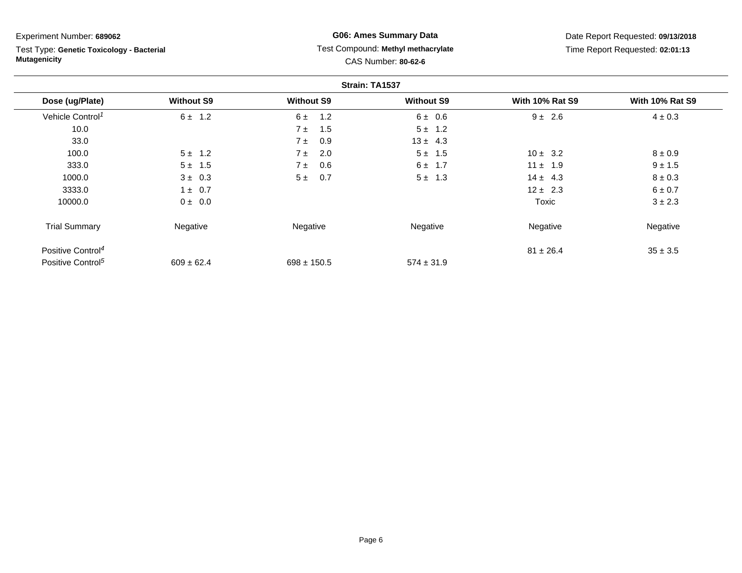Experiment Number: **689062**

Test Type: **Genetic Toxicology - Bacterial Mutagenicity**

**G06: Ames Summary Data**

Test Compound: **Methyl methacrylate**

CAS Number: **80-62-6**

Date Report Requested: **09/13/2018**

Time Report Requested: **02:01:13**

**Strain: TA1537**

| Dose (ug/Plate) | Without S9 | Without S9 | Without S9 | With 10% Rat S9 | With 10% Rat S9 |
|---|---|---|---|---|---|
| Vehicle Control[1] | 6 ± 1.2 | 6 ± 1.2 | 6 ± 0.6 | 9 ± 2.6 | 4 ± 0.3 |
| 10.0 | | 7 ± 1.5 | 5 ± 1.2 | | |
| 33.0 | | 7 ± 0.9 | 13 ± 4.3 | | |
| 100.0 | 5 ± 1.2 | 7 ± 2.0 | 5 ± 1.5 | 10 ± 3.2 | 8 ± 0.9 |
| 333.0 | 5 ± 1.5 | 7 ± 0.6 | 6 ± 1.7 | 11 ± 1.9 | 9 ± 1.5 |
| 1000.0 | 3 ± 0.3 | 5 ± 0.7 | 5 ± 1.3 | 14 ± 4.3 | 8 ± 0.3 |
| 3333.0 | 1 ± 0.7 | | | 12 ± 2.3 | 6 ± 0.7 |
| 10000.0 | 0 ± 0.0 | | | Toxic | 3 ± 2.3 |
| Trial Summary | Negative | Negative | Negative | Negative | Negative |
| Positive Control[4] | | | | 81 ± 26.4 | 35 ± 3.5 |
| Positive Control[5] | 609 ± 62.4 | 698 ± 150.5 | 574 ± 31.9 | | |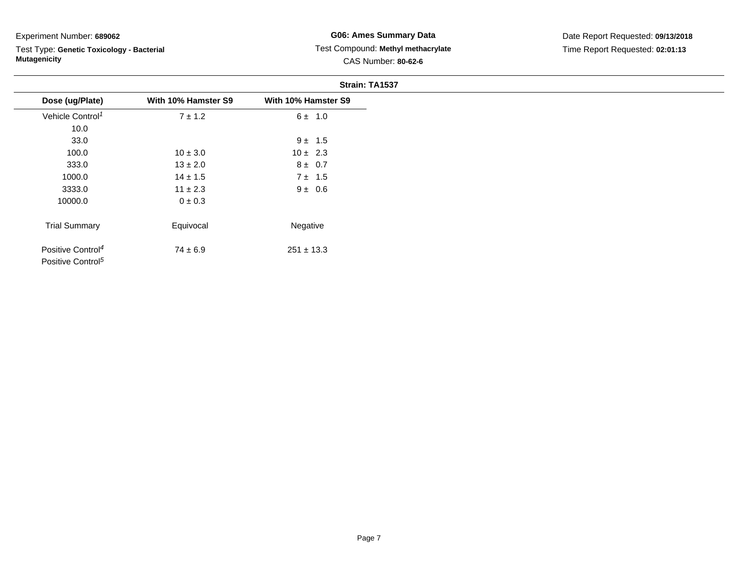Experiment Number: **689062**

Test Type: **Genetic Toxicology - Bacterial Mutagenicity**

**G06: Ames Summary Data**

Test Compound: **Methyl methacrylate**

CAS Number: **80-62-6**

Date Report Requested: **09/13/2018**

Time Report Requested: **02:01:13**

**Strain: TA1537**

| Dose (ug/Plate) | With 10% Hamster S9 | With 10% Hamster S9 |
|---|---|---|
| Vehicle Control[1] | 7 ± 1.2 | 6 ± 1.0 |
| 10.0 | | |
| 33.0 | | 9 ± 1.5 |
| 100.0 | 10 ± 3.0 | 10 ± 2.3 |
| 333.0 | 13 ± 2.0 | 8 ± 0.7 |
| 1000.0 | 14 ± 1.5 | 7 ± 1.5 |
| 3333.0 | 11 ± 2.3 | 9 ± 0.6 |
| 10000.0 | 0 ± 0.3 | |
| Trial Summary | Equivocal | Negative |
| Positive Control[4] | 74 ± 6.9 | 251 ± 13.3 |
| Positive Control[5] | | |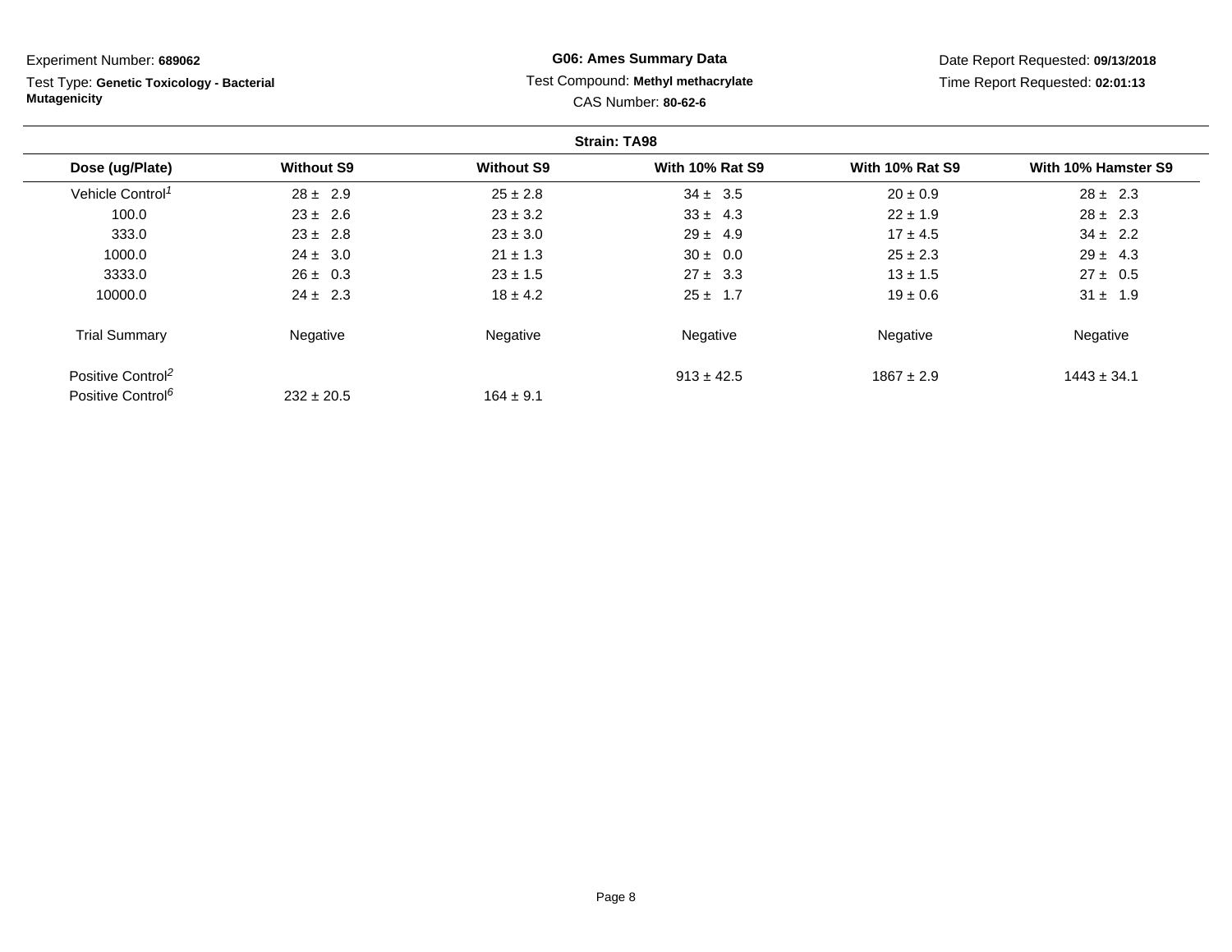Experiment Number: **689062**

Test Type: **Genetic Toxicology - Bacterial Mutagenicity**

**G06: Ames Summary Data**

Test Compound: **Methyl methacrylate**

CAS Number: **80-62-6**

Date Report Requested: **09/13/2018**

Time Report Requested: **02:01:13**

**Strain: TA98**

| Dose (ug/Plate) | Without S9 | Without S9 | With 10% Rat S9 | With 10% Rat S9 | With 10% Hamster S9 |
|---|---|---|---|---|---|
| Vehicle Control[1] | 28 ± 2.9 | 25 ± 2.8 | 34 ± 3.5 | 20 ± 0.9 | 28 ± 2.3 |
| 100.0 | 23 ± 2.6 | 23 ± 3.2 | 33 ± 4.3 | 22 ± 1.9 | 28 ± 2.3 |
| 333.0 | 23 ± 2.8 | 23 ± 3.0 | 29 ± 4.9 | 17 ± 4.5 | 34 ± 2.2 |
| 1000.0 | 24 ± 3.0 | 21 ± 1.3 | 30 ± 0.0 | 25 ± 2.3 | 29 ± 4.3 |
| 3333.0 | 26 ± 0.3 | 23 ± 1.5 | 27 ± 3.3 | 13 ± 1.5 | 27 ± 0.5 |
| 10000.0 | 24 ± 2.3 | 18 ± 4.2 | 25 ± 1.7 | 19 ± 0.6 | 31 ± 1.9 |
| Trial Summary | Negative | Negative | Negative | Negative | Negative |
| Positive Control[2] | | | 913 ± 42.5 | 1867 ± 2.9 | 1443 ± 34.1 |
| Positive Control[6] | 232 ± 20.5 | 164 ± 9.1 | | | |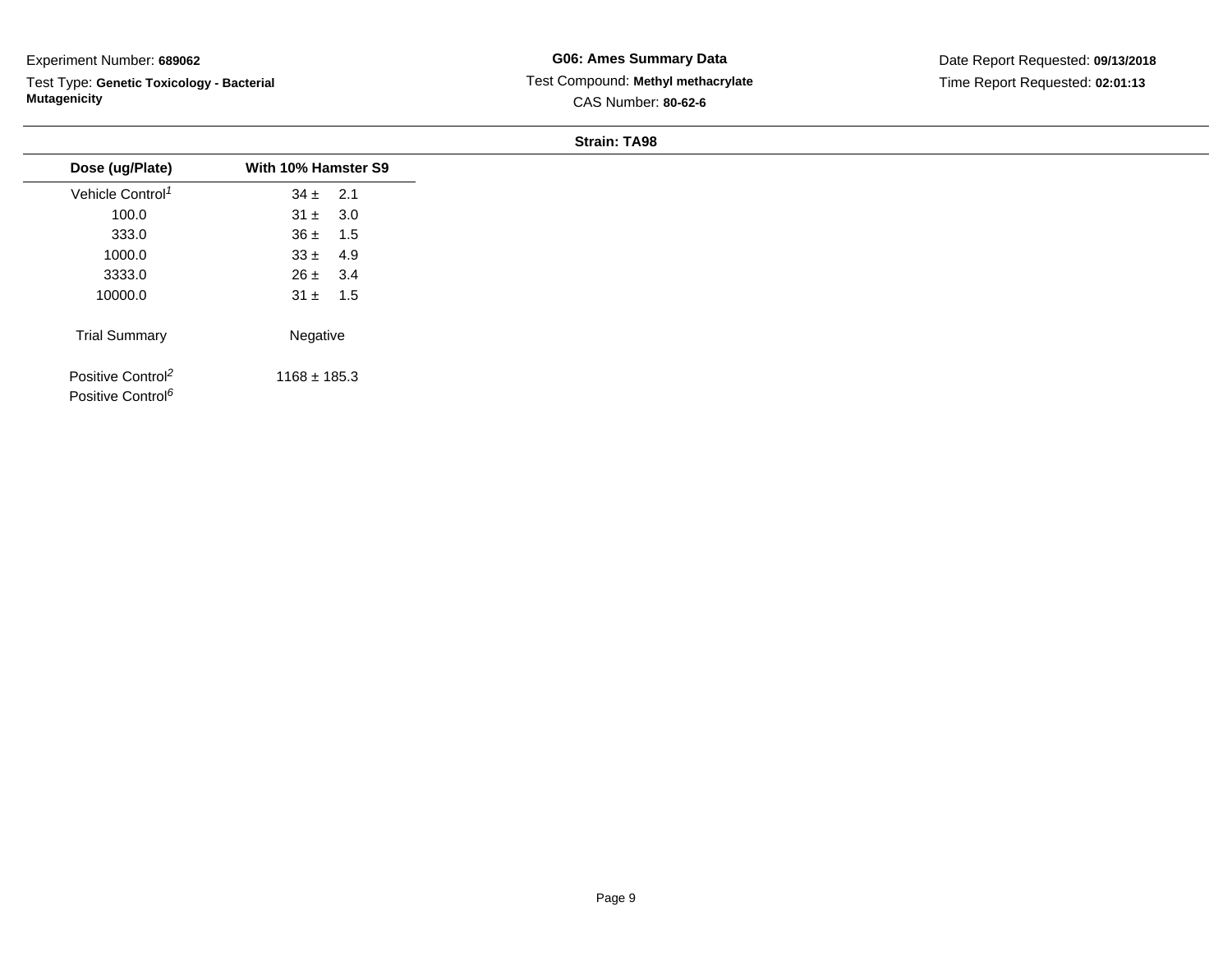Experiment Number: **689062**

Test Type: **Genetic Toxicology - Bacterial Mutagenicity**

**G06: Ames Summary Data**

Test Compound: **Methyl methacrylate**

CAS Number: **80-62-6**

Date Report Requested: **09/13/2018**

Time Report Requested: **02:01:13**

**Strain: TA98**

| Dose (ug/Plate) | With 10% Hamster S9 |
|---|---|
| Vehicle Control[1] | 34 ± 2.1 |
| 100.0 | 31 ± 3.0 |
| 333.0 | 36 ± 1.5 |
| 1000.0 | 33 ± 4.9 |
| 3333.0 | 26 ± 3.4 |
| 10000.0 | 31 ± 1.5 |
| Trial Summary | Negative |
| Positive Control[2] | 1168 ± 185.3 |
| Positive Control[6] | |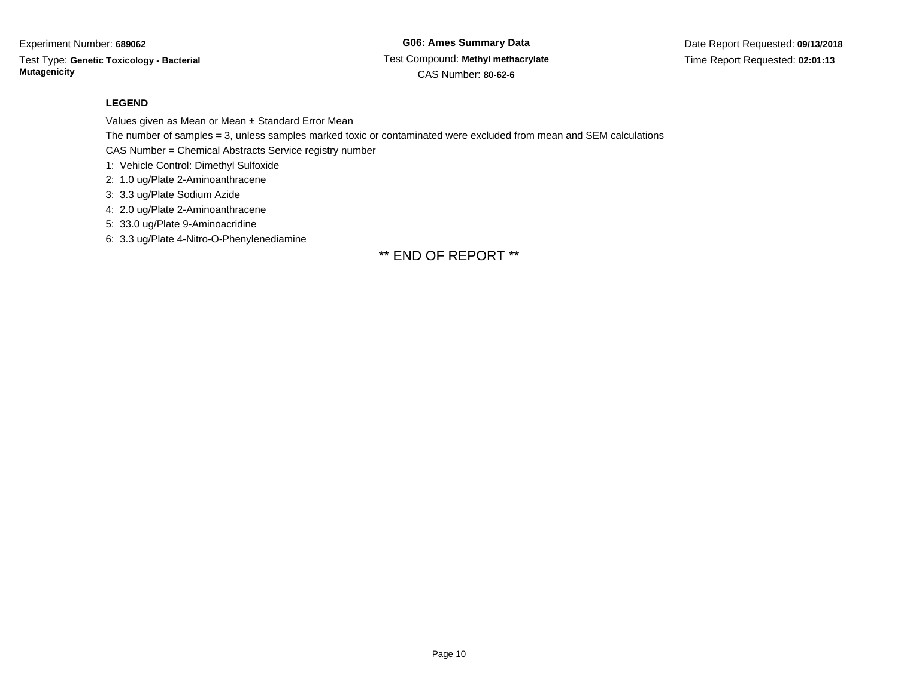Experiment Number: **689062**

Test Type: **Genetic Toxicology - Bacterial Mutagenicity**

**G06: Ames Summary Data**

Test Compound: **Methyl methacrylate**

CAS Number: **80-62-6**

Date Report Requested: **09/13/2018**

Time Report Requested: **02:01:13**

**LEGEND**

Values given as Mean or Mean ± Standard Error Mean

The number of samples = 3, unless samples marked toxic or contaminated were excluded from mean and SEM calculations

CAS Number = Chemical Abstracts Service registry number

1: Vehicle Control: Dimethyl Sulfoxide

2: 1.0 ug/Plate 2-Aminoanthracene

3: 3.3 ug/Plate Sodium Azide

4: 2.0 ug/Plate 2-Aminoanthracene

5: 33.0 ug/Plate 9-Aminoacridine

6: 3.3 ug/Plate 4-Nitro-O-Phenylenediamine

** END OF REPORT **